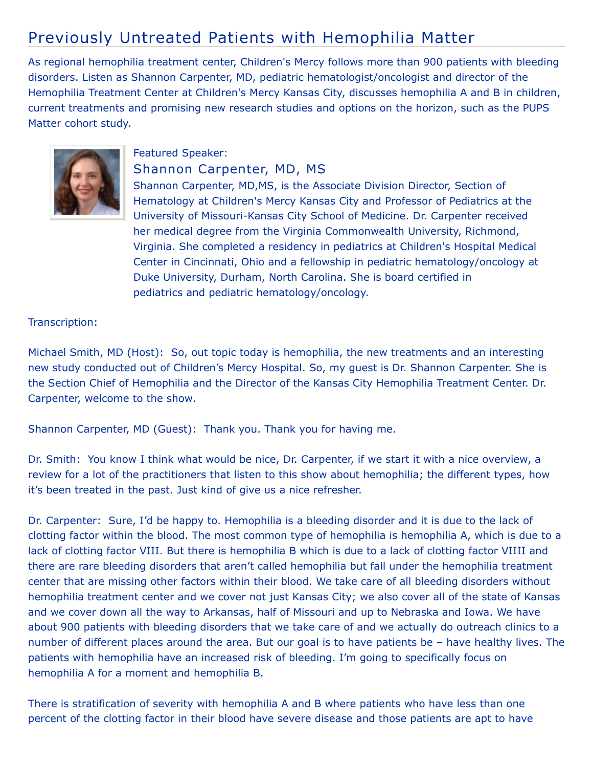# Previously Untreated Patients with Hemophilia Matter

As regional hemophilia treatment center, Children's Mercy follows more than 900 patients with bleeding disorders. Listen as Shannon Carpenter, MD, pediatric hematologist/oncologist and director of the Hemophilia Treatment Center at Children's Mercy Kansas City, discusses hemophilia A and B in children, current treatments and promising new research studies and options on the horizon, such as the PUPS Matter cohort study.

Featured Speaker:

## Shannon Carpenter, MD, MS

Shannon Carpenter, MD,MS, is the Associate Division Director, Section of Hematology at Children's Mercy Kansas City and Professor of Pediatrics at the University of Missouri-Kansas City School of Medicine. Dr. Carpenter received her medical degree from the Virginia Commonwealth University, Richmond, Virginia. She completed a residency in pediatrics at Children's Hospital Medical Center in Cincinnati, Ohio and a fellowship in pediatric hematology/oncology at Duke University, Durham, North Carolina. She is board certified in pediatrics and pediatric hematology/oncology.

Transcription:

Michael Smith, MD (Host): So, out topic today is hemophilia, the new treatments and an interesting new study conducted out of Children's Mercy Hospital. So, my guest is Dr. Shannon Carpenter. She is the Section Chief of Hemophilia and the Director of the Kansas City Hemophilia Treatment Center. Dr. Carpenter, welcome to the show.

Shannon Carpenter, MD (Guest): Thank you. Thank you for having me.

Dr. Smith: You know I think what would be nice, Dr. Carpenter, if we start it with a nice overview, a review for a lot of the practitioners that listen to this show about hemophilia; the different types, how it's been treated in the past. Just kind of give us a nice refresher.

Dr. Carpenter: Sure, I'd be happy to. Hemophilia is a bleeding disorder and it is due to the lack of clotting factor within the blood. The most common type of hemophilia is hemophilia A, which is due to a lack of clotting factor VIII. But there is hemophilia B which is due to a lack of clotting factor VIIII and there are rare bleeding disorders that aren't called hemophilia but fall under the hemophilia treatment center that are missing other factors within their blood. We take care of all bleeding disorders without hemophilia treatment center and we cover not just Kansas City; we also cover all of the state of Kansas and we cover down all the way to Arkansas, half of Missouri and up to Nebraska and Iowa. We have about 900 patients with bleeding disorders that we take care of and we actually do outreach clinics to a number of different places around the area. But our goal is to have patients be – have healthy lives. The patients with hemophilia have an increased risk of bleeding. I'm going to specifically focus on hemophilia A for a moment and hemophilia B.

There is stratification of severity with hemophilia A and B where patients who have less than one percent of the clotting factor in their blood have severe disease and those patients are apt to have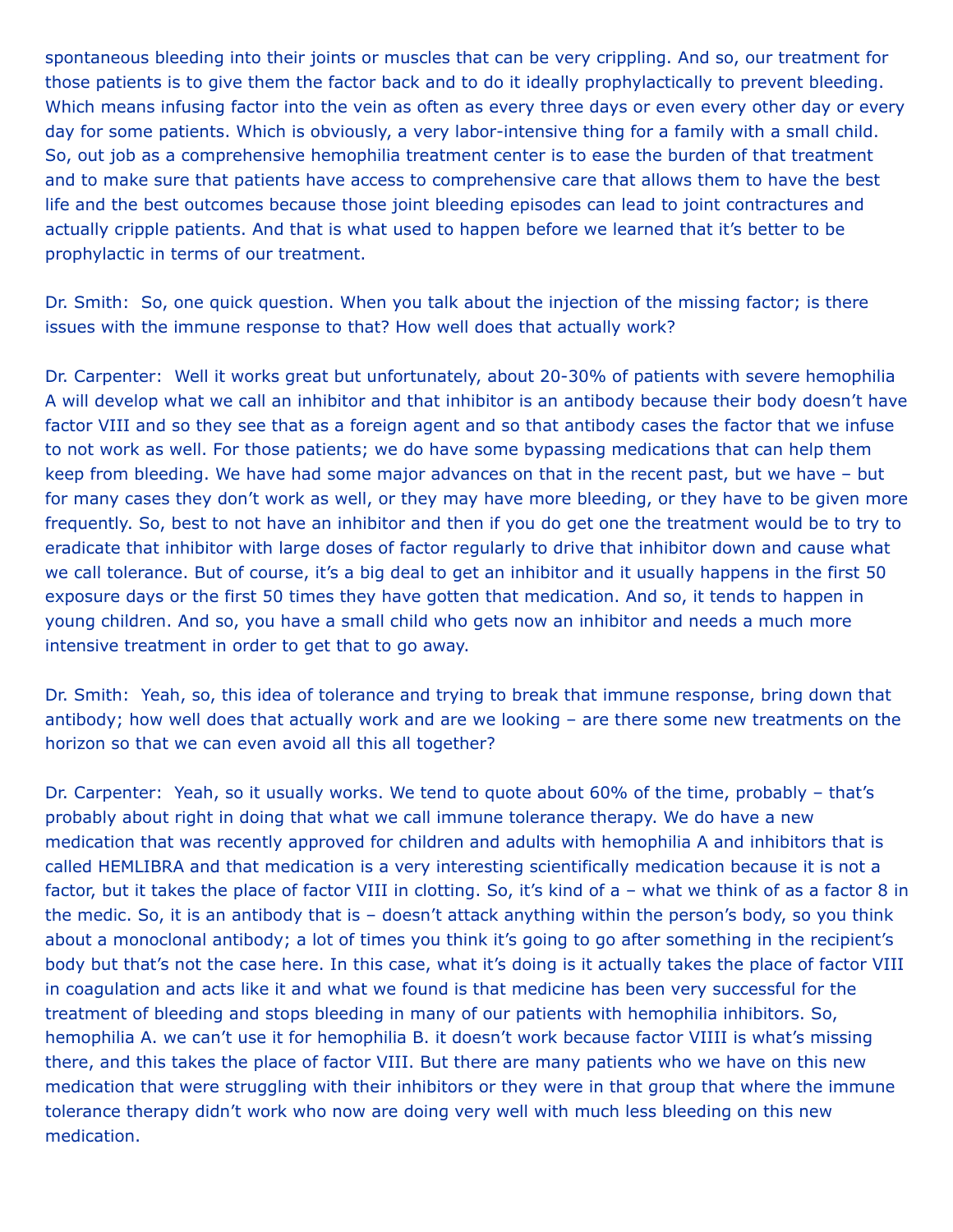spontaneous bleeding into their joints or muscles that can be very crippling. And so, our treatment for those patients is to give them the factor back and to do it ideally prophylactically to prevent bleeding. Which means infusing factor into the vein as often as every three days or even every other day or every day for some patients. Which is obviously, a very labor-intensive thing for a family with a small child. So, out job as a comprehensive hemophilia treatment center is to ease the burden of that treatment and to make sure that patients have access to comprehensive care that allows them to have the best life and the best outcomes because those joint bleeding episodes can lead to joint contractures and actually cripple patients. And that is what used to happen before we learned that it's better to be prophylactic in terms of our treatment.

Dr. Smith: So, one quick question. When you talk about the injection of the missing factor; is there issues with the immune response to that? How well does that actually work?

Dr. Carpenter: Well it works great but unfortunately, about 20-30% of patients with severe hemophilia A will develop what we call an inhibitor and that inhibitor is an antibody because their body doesn't have factor VIII and so they see that as a foreign agent and so that antibody cases the factor that we infuse to not work as well. For those patients; we do have some bypassing medications that can help them keep from bleeding. We have had some major advances on that in the recent past, but we have – but for many cases they don't work as well, or they may have more bleeding, or they have to be given more frequently. So, best to not have an inhibitor and then if you do get one the treatment would be to try to eradicate that inhibitor with large doses of factor regularly to drive that inhibitor down and cause what we call tolerance. But of course, it's a big deal to get an inhibitor and it usually happens in the first 50 exposure days or the first 50 times they have gotten that medication. And so, it tends to happen in young children. And so, you have a small child who gets now an inhibitor and needs a much more intensive treatment in order to get that to go away.

Dr. Smith: Yeah, so, this idea of tolerance and trying to break that immune response, bring down that antibody; how well does that actually work and are we looking – are there some new treatments on the horizon so that we can even avoid all this all together?

Dr. Carpenter: Yeah, so it usually works. We tend to quote about 60% of the time, probably – that's probably about right in doing that what we call immune tolerance therapy. We do have a new medication that was recently approved for children and adults with hemophilia A and inhibitors that is called HEMLIBRA and that medication is a very interesting scientifically medication because it is not a factor, but it takes the place of factor VIII in clotting. So, it's kind of a – what we think of as a factor 8 in the medic. So, it is an antibody that is – doesn't attack anything within the person's body, so you think about a monoclonal antibody; a lot of times you think it's going to go after something in the recipient's body but that's not the case here. In this case, what it's doing is it actually takes the place of factor VIII in coagulation and acts like it and what we found is that medicine has been very successful for the treatment of bleeding and stops bleeding in many of our patients with hemophilia inhibitors. So, hemophilia A. we can't use it for hemophilia B. it doesn't work because factor VIIII is what's missing there, and this takes the place of factor VIII. But there are many patients who we have on this new medication that were struggling with their inhibitors or they were in that group that where the immune tolerance therapy didn't work who now are doing very well with much less bleeding on this new medication.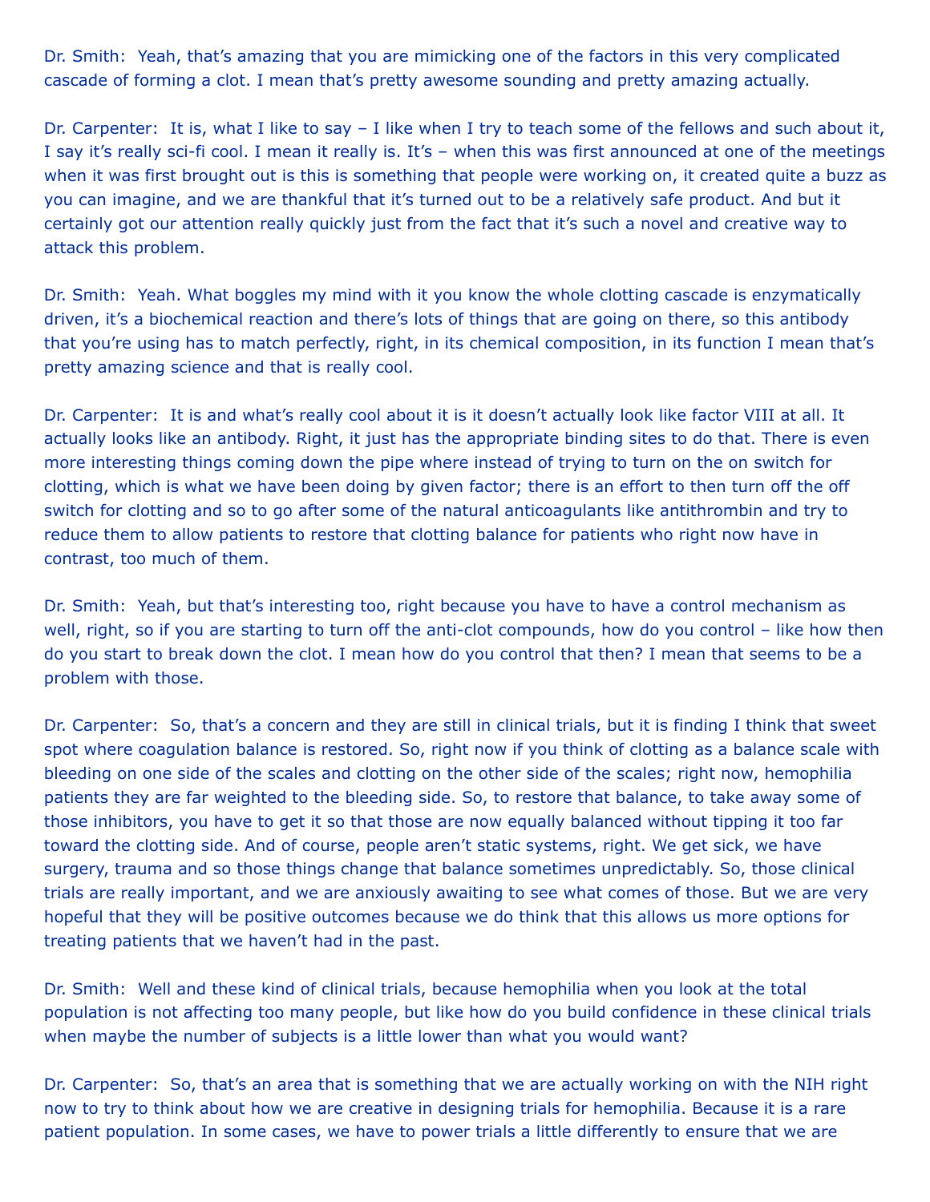Dr. Smith: Yeah, that's amazing that you are mimicking one of the factors in this very complicated cascade of forming a clot. I mean that's pretty awesome sounding and pretty amazing actually.

Dr. Carpenter: It is, what I like to say – I like when I try to teach some of the fellows and such about it, I say it's really sci-fi cool. I mean it really is. It's – when this was first announced at one of the meetings when it was first brought out is this is something that people were working on, it created quite a buzz as you can imagine, and we are thankful that it's turned out to be a relatively safe product. And but it certainly got our attention really quickly just from the fact that it's such a novel and creative way to attack this problem.

Dr. Smith: Yeah. What boggles my mind with it you know the whole clotting cascade is enzymatically driven, it's a biochemical reaction and there's lots of things that are going on there, so this antibody that you're using has to match perfectly, right, in its chemical composition, in its function I mean that's pretty amazing science and that is really cool.

Dr. Carpenter: It is and what's really cool about it is it doesn't actually look like factor VIII at all. It actually looks like an antibody. Right, it just has the appropriate binding sites to do that. There is even more interesting things coming down the pipe where instead of trying to turn on the on switch for clotting, which is what we have been doing by given factor; there is an effort to then turn off the off switch for clotting and so to go after some of the natural anticoagulants like antithrombin and try to reduce them to allow patients to restore that clotting balance for patients who right now have in contrast, too much of them.

Dr. Smith: Yeah, but that's interesting too, right because you have to have a control mechanism as well, right, so if you are starting to turn off the anti-clot compounds, how do you control – like how then do you start to break down the clot. I mean how do you control that then? I mean that seems to be a problem with those.

Dr. Carpenter: So, that's a concern and they are still in clinical trials, but it is finding I think that sweet spot where coagulation balance is restored. So, right now if you think of clotting as a balance scale with bleeding on one side of the scales and clotting on the other side of the scales; right now, hemophilia patients they are far weighted to the bleeding side. So, to restore that balance, to take away some of those inhibitors, you have to get it so that those are now equally balanced without tipping it too far toward the clotting side. And of course, people aren't static systems, right. We get sick, we have surgery, trauma and so those things change that balance sometimes unpredictably. So, those clinical trials are really important, and we are anxiously awaiting to see what comes of those. But we are very hopeful that they will be positive outcomes because we do think that this allows us more options for treating patients that we haven't had in the past.

Dr. Smith: Well and these kind of clinical trials, because hemophilia when you look at the total population is not affecting too many people, but like how do you build confidence in these clinical trials when maybe the number of subjects is a little lower than what you would want?

Dr. Carpenter: So, that's an area that is something that we are actually working on with the NIH right now to try to think about how we are creative in designing trials for hemophilia. Because it is a rare patient population. In some cases, we have to power trials a little differently to ensure that we are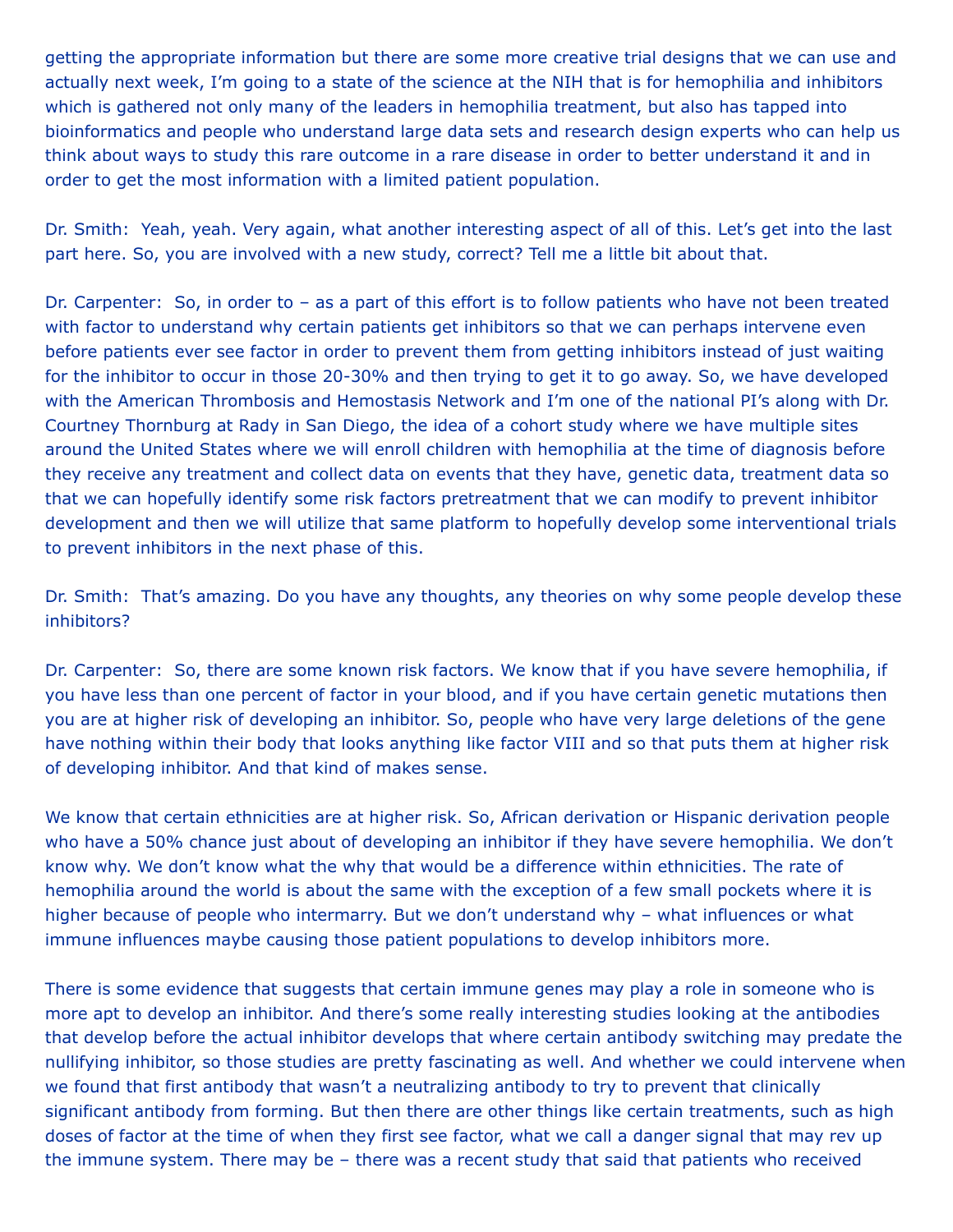getting the appropriate information but there are some more creative trial designs that we can use and actually next week, I'm going to a state of the science at the NIH that is for hemophilia and inhibitors which is gathered not only many of the leaders in hemophilia treatment, but also has tapped into bioinformatics and people who understand large data sets and research design experts who can help us think about ways to study this rare outcome in a rare disease in order to better understand it and in order to get the most information with a limited patient population.

Dr. Smith: Yeah, yeah. Very again, what another interesting aspect of all of this. Let's get into the last part here. So, you are involved with a new study, correct? Tell me a little bit about that.

Dr. Carpenter: So, in order to – as a part of this effort is to follow patients who have not been treated with factor to understand why certain patients get inhibitors so that we can perhaps intervene even before patients ever see factor in order to prevent them from getting inhibitors instead of just waiting for the inhibitor to occur in those 20-30% and then trying to get it to go away. So, we have developed with the American Thrombosis and Hemostasis Network and I'm one of the national PI's along with Dr. Courtney Thornburg at Rady in San Diego, the idea of a cohort study where we have multiple sites around the United States where we will enroll children with hemophilia at the time of diagnosis before they receive any treatment and collect data on events that they have, genetic data, treatment data so that we can hopefully identify some risk factors pretreatment that we can modify to prevent inhibitor development and then we will utilize that same platform to hopefully develop some interventional trials to prevent inhibitors in the next phase of this.

Dr. Smith: That's amazing. Do you have any thoughts, any theories on why some people develop these inhibitors?

Dr. Carpenter: So, there are some known risk factors. We know that if you have severe hemophilia, if you have less than one percent of factor in your blood, and if you have certain genetic mutations then you are at higher risk of developing an inhibitor. So, people who have very large deletions of the gene have nothing within their body that looks anything like factor VIII and so that puts them at higher risk of developing inhibitor. And that kind of makes sense.

We know that certain ethnicities are at higher risk. So, African derivation or Hispanic derivation people who have a 50% chance just about of developing an inhibitor if they have severe hemophilia. We don't know why. We don't know what the why that would be a difference within ethnicities. The rate of hemophilia around the world is about the same with the exception of a few small pockets where it is higher because of people who intermarry. But we don't understand why – what influences or what immune influences maybe causing those patient populations to develop inhibitors more.

There is some evidence that suggests that certain immune genes may play a role in someone who is more apt to develop an inhibitor. And there's some really interesting studies looking at the antibodies that develop before the actual inhibitor develops that where certain antibody switching may predate the nullifying inhibitor, so those studies are pretty fascinating as well. And whether we could intervene when we found that first antibody that wasn't a neutralizing antibody to try to prevent that clinically significant antibody from forming. But then there are other things like certain treatments, such as high doses of factor at the time of when they first see factor, what we call a danger signal that may rev up the immune system. There may be – there was a recent study that said that patients who received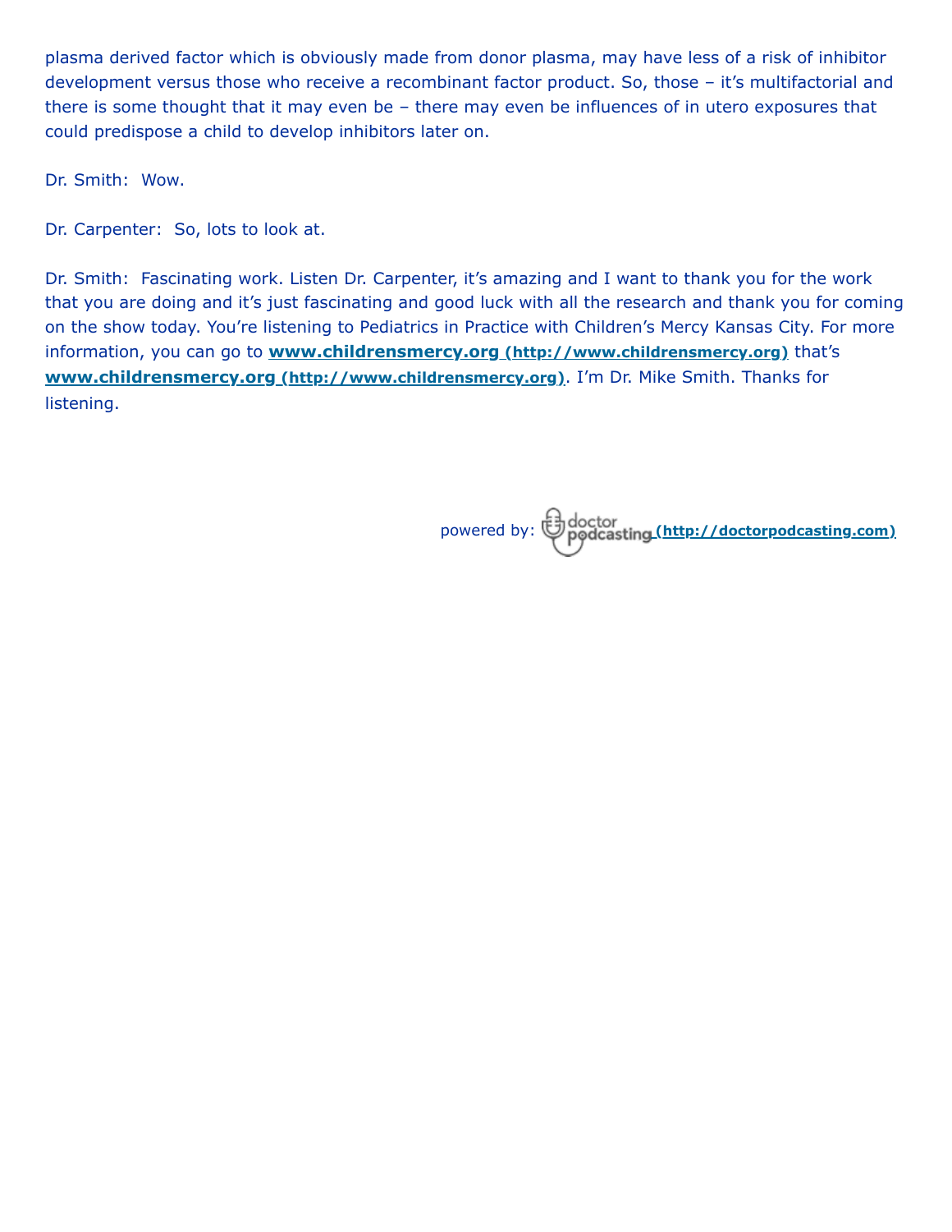plasma derived factor which is obviously made from donor plasma, may have less of a risk of inhibitor development versus those who receive a recombinant factor product. So, those – it's multifactorial and there is some thought that it may even be – there may even be influences of in utero exposures that could predispose a child to develop inhibitors later on.

Dr. Smith: Wow.

Dr. Carpenter: So, lots to look at.

Dr. Smith: Fascinating work. Listen Dr. Carpenter, it's amazing and I want to thank you for the work that you are doing and it's just fascinating and good luck with all the research and thank you for coming on the show today. You're listening to Pediatrics in Practice with Children's Mercy Kansas City. For more information, you can go to **www.childrensmercy.org (http://www.childrensmercy.org)** that's **www.childrensmercy.org (http://www.childrensmercy.org)**. I'm Dr. Mike Smith. Thanks for listening.

powered by: doctor podcasting **(http://doctorpodcasting.com)**